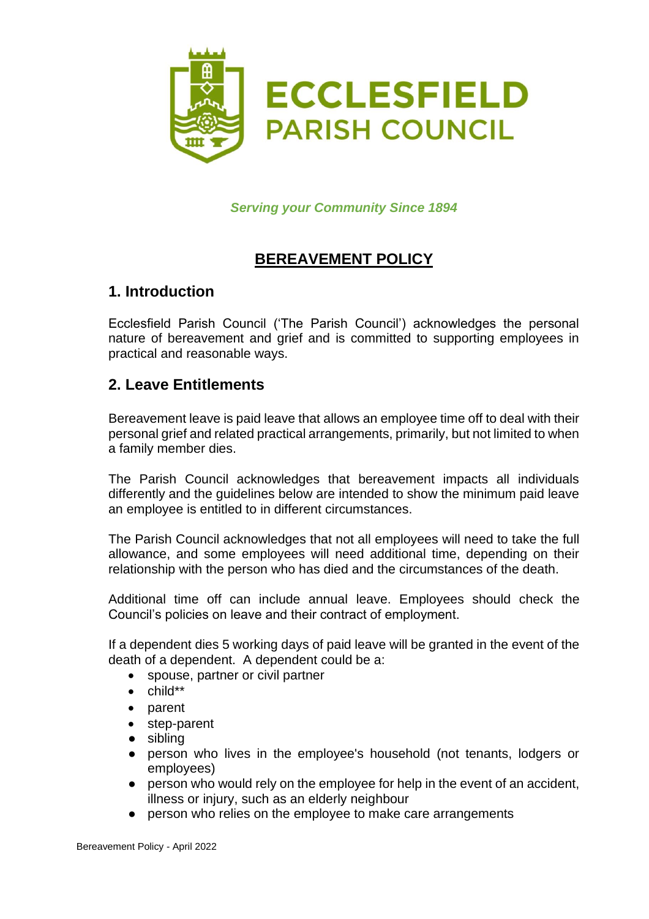# ECCLESFIELD PARISH COUNCIL

*Serving your Community Since 1894*

## BEREAVEMENT POLICY

## 1. Introduction

Ecclesfield Parish Council ('The Parish Council') acknowledges the personal nature of bereavement and grief and is committed to supporting employees in practical and reasonable ways.

## 2. Leave Entitlements

Bereavement leave is paid leave that allows an employee time off to deal with their personal grief and related practical arrangements, primarily, but not limited to when a family member dies.

The Parish Council acknowledges that bereavement impacts all individuals differently and the guidelines below are intended to show the minimum paid leave an employee is entitled to in different circumstances.

The Parish Council acknowledges that not all employees will need to take the full allowance, and some employees will need additional time, depending on their relationship with the person who has died and the circumstances of the death.

Additional time off can include annual leave. Employees should check the Council's policies on leave and their contract of employment.

If a dependent dies 5 working days of paid leave will be granted in the event of the death of a dependent. A dependent could be a:

- spouse, partner or civil partner
- child**
- parent
- step-parent
- sibling
- person who lives in the employee's household (not tenants, lodgers or employees)
- person who would rely on the employee for help in the event of an accident, illness or injury, such as an elderly neighbour
- person who relies on the employee to make care arrangements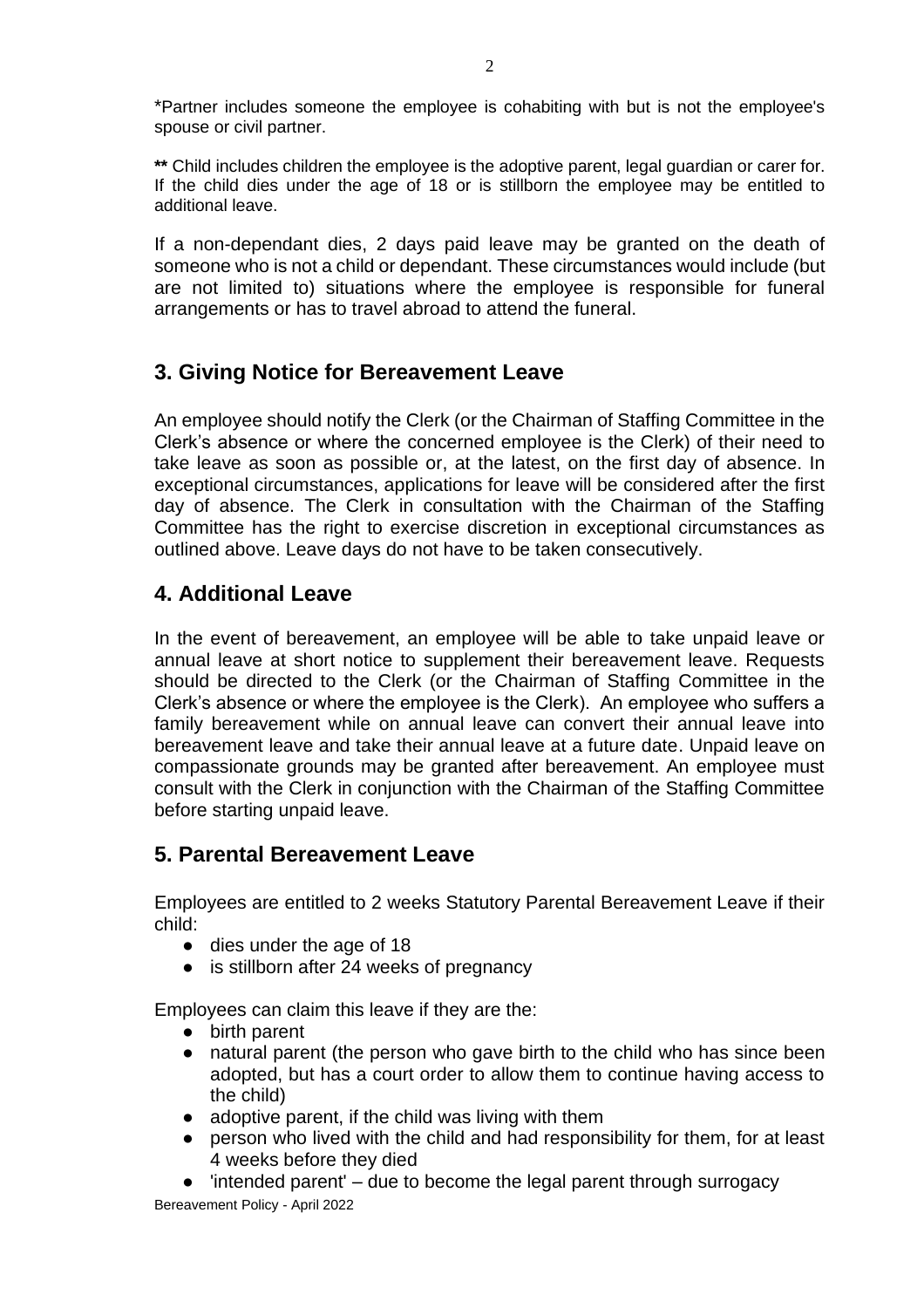*Partner includes someone the employee is cohabiting with but is not the employee's spouse or civil partner.

**\*\*** Child includes children the employee is the adoptive parent, legal guardian or carer for. If the child dies under the age of 18 or is stillborn the employee may be entitled to additional leave.

If a non-dependant dies, 2 days paid leave may be granted on the death of someone who is not a child or dependant. These circumstances would include (but are not limited to) situations where the employee is responsible for funeral arrangements or has to travel abroad to attend the funeral.

## 3. Giving Notice for Bereavement Leave

An employee should notify the Clerk (or the Chairman of Staffing Committee in the Clerk's absence or where the concerned employee is the Clerk) of their need to take leave as soon as possible or, at the latest, on the first day of absence. In exceptional circumstances, applications for leave will be considered after the first day of absence. The Clerk in consultation with the Chairman of the Staffing Committee has the right to exercise discretion in exceptional circumstances as outlined above. Leave days do not have to be taken consecutively.

## 4. Additional Leave

In the event of bereavement, an employee will be able to take unpaid leave or annual leave at short notice to supplement their bereavement leave. Requests should be directed to the Clerk (or the Chairman of Staffing Committee in the Clerk's absence or where the employee is the Clerk). An employee who suffers a family bereavement while on annual leave can convert their annual leave into bereavement leave and take their annual leave at a future date. Unpaid leave on compassionate grounds may be granted after bereavement. An employee must consult with the Clerk in conjunction with the Chairman of the Staffing Committee before starting unpaid leave.

## 5. Parental Bereavement Leave

Employees are entitled to 2 weeks Statutory Parental Bereavement Leave if their child:

- dies under the age of 18
- is stillborn after 24 weeks of pregnancy

Employees can claim this leave if they are the:

- birth parent
- natural parent (the person who gave birth to the child who has since been adopted, but has a court order to allow them to continue having access to the child)
- adoptive parent, if the child was living with them
- person who lived with the child and had responsibility for them, for at least 4 weeks before they died
- 'intended parent' – due to become the legal parent through surrogacy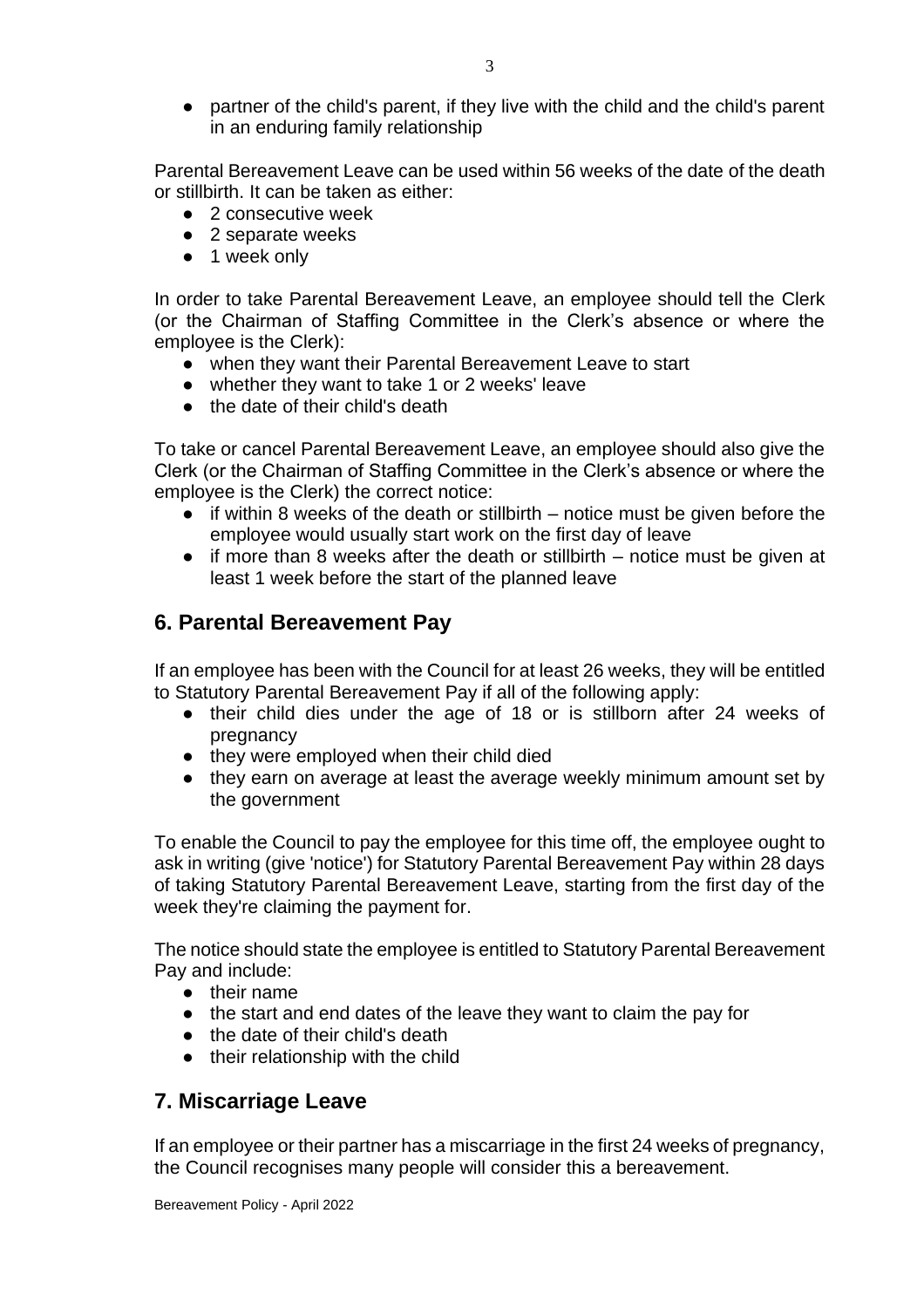- partner of the child's parent, if they live with the child and the child's parent in an enduring family relationship

Parental Bereavement Leave can be used within 56 weeks of the date of the death or stillbirth. It can be taken as either:

- 2 consecutive week
- 2 separate weeks
- 1 week only

In order to take Parental Bereavement Leave, an employee should tell the Clerk (or the Chairman of Staffing Committee in the Clerk's absence or where the employee is the Clerk):

- when they want their Parental Bereavement Leave to start
- whether they want to take 1 or 2 weeks' leave
- the date of their child's death

To take or cancel Parental Bereavement Leave, an employee should also give the Clerk (or the Chairman of Staffing Committee in the Clerk's absence or where the employee is the Clerk) the correct notice:

- if within 8 weeks of the death or stillbirth – notice must be given before the employee would usually start work on the first day of leave
- if more than 8 weeks after the death or stillbirth – notice must be given at least 1 week before the start of the planned leave

## 6. Parental Bereavement Pay

If an employee has been with the Council for at least 26 weeks, they will be entitled to Statutory Parental Bereavement Pay if all of the following apply:

- their child dies under the age of 18 or is stillborn after 24 weeks of pregnancy
- they were employed when their child died
- they earn on average at least the average weekly minimum amount set by the government

To enable the Council to pay the employee for this time off, the employee ought to ask in writing (give 'notice') for Statutory Parental Bereavement Pay within 28 days of taking Statutory Parental Bereavement Leave, starting from the first day of the week they're claiming the payment for.

The notice should state the employee is entitled to Statutory Parental Bereavement Pay and include:

- their name
- the start and end dates of the leave they want to claim the pay for
- the date of their child's death
- their relationship with the child

## 7. Miscarriage Leave

If an employee or their partner has a miscarriage in the first 24 weeks of pregnancy, the Council recognises many people will consider this a bereavement.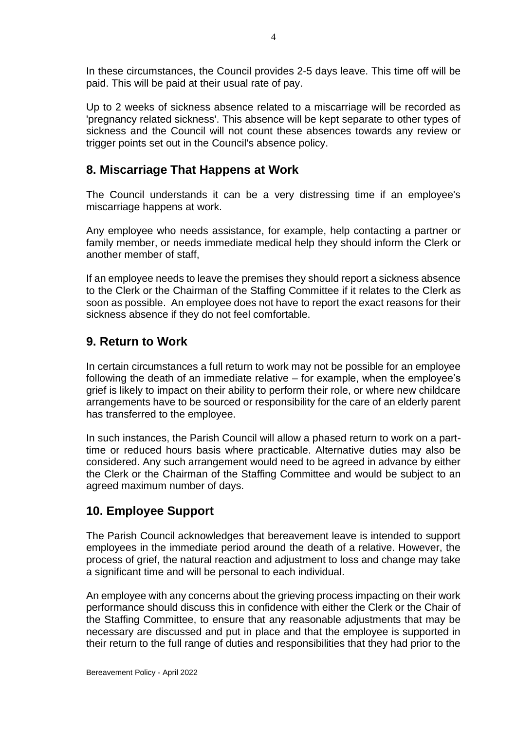In these circumstances, the Council provides 2-5 days leave. This time off will be paid. This will be paid at their usual rate of pay.

Up to 2 weeks of sickness absence related to a miscarriage will be recorded as 'pregnancy related sickness'. This absence will be kept separate to other types of sickness and the Council will not count these absences towards any review or trigger points set out in the Council's absence policy.

## 8. Miscarriage That Happens at Work

The Council understands it can be a very distressing time if an employee's miscarriage happens at work.

Any employee who needs assistance, for example, help contacting a partner or family member, or needs immediate medical help they should inform the Clerk or another member of staff,

If an employee needs to leave the premises they should report a sickness absence to the Clerk or the Chairman of the Staffing Committee if it relates to the Clerk as soon as possible. An employee does not have to report the exact reasons for their sickness absence if they do not feel comfortable.

## 9. Return to Work

In certain circumstances a full return to work may not be possible for an employee following the death of an immediate relative – for example, when the employee's grief is likely to impact on their ability to perform their role, or where new childcare arrangements have to be sourced or responsibility for the care of an elderly parent has transferred to the employee.

In such instances, the Parish Council will allow a phased return to work on a part-time or reduced hours basis where practicable. Alternative duties may also be considered. Any such arrangement would need to be agreed in advance by either the Clerk or the Chairman of the Staffing Committee and would be subject to an agreed maximum number of days.

## 10. Employee Support

The Parish Council acknowledges that bereavement leave is intended to support employees in the immediate period around the death of a relative. However, the process of grief, the natural reaction and adjustment to loss and change may take a significant time and will be personal to each individual.

An employee with any concerns about the grieving process impacting on their work performance should discuss this in confidence with either the Clerk or the Chair of the Staffing Committee, to ensure that any reasonable adjustments that may be necessary are discussed and put in place and that the employee is supported in their return to the full range of duties and responsibilities that they had prior to the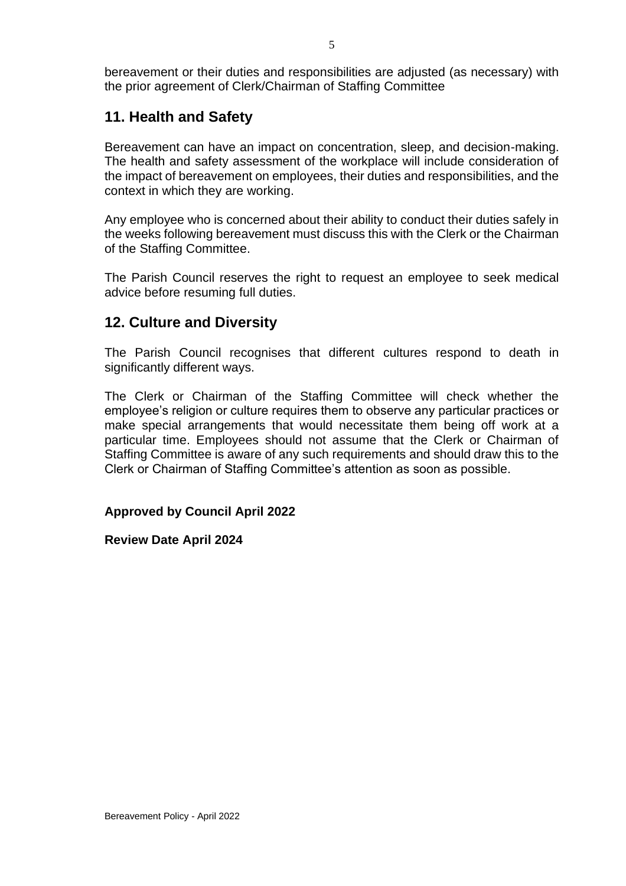bereavement or their duties and responsibilities are adjusted (as necessary) with the prior agreement of Clerk/Chairman of Staffing Committee

## 11. Health and Safety

Bereavement can have an impact on concentration, sleep, and decision-making. The health and safety assessment of the workplace will include consideration of the impact of bereavement on employees, their duties and responsibilities, and the context in which they are working.

Any employee who is concerned about their ability to conduct their duties safely in the weeks following bereavement must discuss this with the Clerk or the Chairman of the Staffing Committee.

The Parish Council reserves the right to request an employee to seek medical advice before resuming full duties.

## 12. Culture and Diversity

The Parish Council recognises that different cultures respond to death in significantly different ways.

The Clerk or Chairman of the Staffing Committee will check whether the employee's religion or culture requires them to observe any particular practices or make special arrangements that would necessitate them being off work at a particular time. Employees should not assume that the Clerk or Chairman of Staffing Committee is aware of any such requirements and should draw this to the Clerk or Chairman of Staffing Committee's attention as soon as possible.

**Approved by Council April 2022**

**Review Date April 2024**